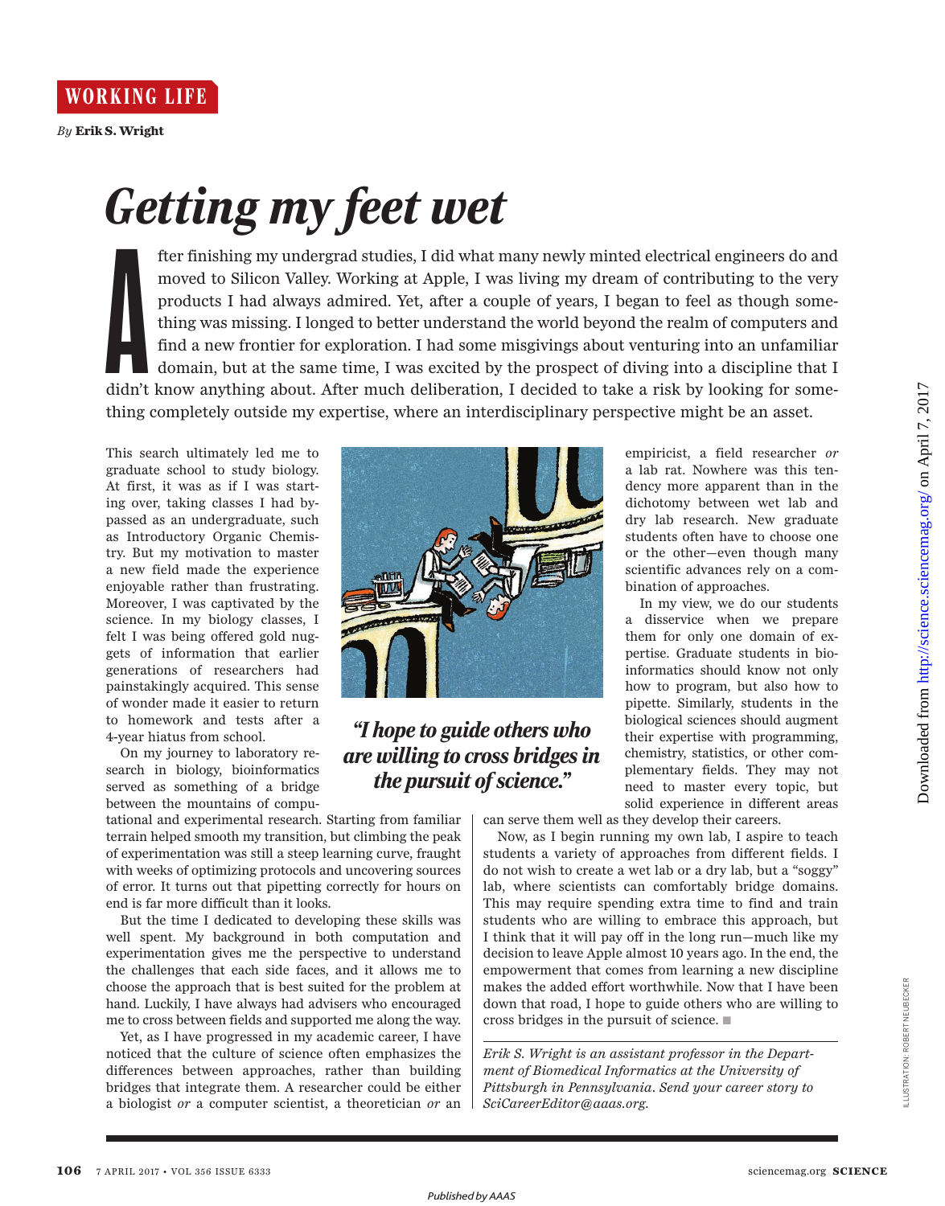WORKING LIFE

*By* **Erik S. Wright**

# Getting my feet wet

After finishing my undergrad studies, I did what many newly minted electrical engineers do and moved to Silicon Valley. Working at Apple, I was living my dream of contributing to the very products I had always admired. Yet, after a couple of years, I began to feel as though something was missing. I longed to better understand the world beyond the realm of computers and find a new frontier for exploration. I had some misgivings about venturing into an unfamiliar domain, but at the same time, I was excited by the prospect of diving into a discipline that I didn't know anything about. After much deliberation, I decided to take a risk by looking for something completely outside my expertise, where an interdisciplinary perspective might be an asset.

This search ultimately led me to graduate school to study biology. At first, it was as if I was starting over, taking classes I had bypassed as an undergraduate, such as Introductory Organic Chemistry. But my motivation to master a new field made the experience enjoyable rather than frustrating. Moreover, I was captivated by the science. In my biology classes, I felt I was being offered gold nuggets of information that earlier generations of researchers had painstakingly acquired. This sense of wonder made it easier to return to homework and tests after a 4-year hiatus from school.

On my journey to laboratory research in biology, bioinformatics served as something of a bridge between the mountains of computational and experimental research. Starting from familiar terrain helped smooth my transition, but climbing the peak of experimentation was still a steep learning curve, fraught with weeks of optimizing protocols and uncovering sources of error. It turns out that pipetting correctly for hours on end is far more difficult than it looks.

But the time I dedicated to developing these skills was well spent. My background in both computation and experimentation gives me the perspective to understand the challenges that each side faces, and it allows me to choose the approach that is best suited for the problem at hand. Luckily, I have always had advisers who encouraged me to cross between fields and supported me along the way.

Yet, as I have progressed in my academic career, I have noticed that the culture of science often emphasizes the differences between approaches, rather than building bridges that integrate them. A researcher could be either a biologist *or* a computer scientist, a theoretician *or* an empiricist, a field researcher *or* a lab rat. Nowhere was this tendency more apparent than in the dichotomy between wet lab and dry lab research. New graduate students often have to choose one or the other—even though many scientific advances rely on a combination of approaches.

*"I hope to guide others who are willing to cross bridges in the pursuit of science."*

In my view, we do our students a disservice when we prepare them for only one domain of expertise. Graduate students in bioinformatics should know not only how to program, but also how to pipette. Similarly, students in the biological sciences should augment their expertise with programming, chemistry, statistics, or other complementary fields. They may not need to master every topic, but solid experience in different areas can serve them well as they develop their careers.

Now, as I begin running my own lab, I aspire to teach students a variety of approaches from different fields. I do not wish to create a wet lab or a dry lab, but a "soggy" lab, where scientists can comfortably bridge domains. This may require spending extra time to find and train students who are willing to embrace this approach, but I think that it will pay off in the long run—much like my decision to leave Apple almost 10 years ago. In the end, the empowerment that comes from learning a new discipline makes the added effort worthwhile. Now that I have been down that road, I hope to guide others who are willing to cross bridges in the pursuit of science. ■

*Erik S. Wright is an assistant professor in the Department of Biomedical Informatics at the University of Pittsburgh in Pennsylvania. Send your career story to SciCareerEditor@aaas.org.*

ILLUSTRATION: ROBERT NEUBECKER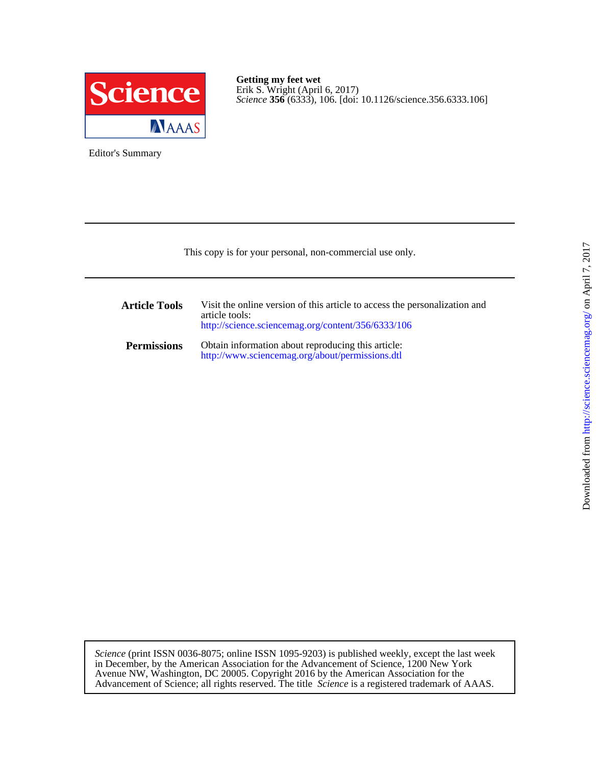**Getting my feet wet**
Erik S. Wright (April 6, 2017)
*Science* **356** (6333), 106. [doi: 10.1126/science.356.6333.106]

Editor's Summary

This copy is for your personal, non-commercial use only.

**Article Tools** Visit the online version of this article to access the personalization and article tools:
http://science.sciencemag.org/content/356/6333/106

**Permissions** Obtain information about reproducing this article:
http://www.sciencemag.org/about/permissions.dtl

*Science* (print ISSN 0036-8075; online ISSN 1095-9203) is published weekly, except the last week in December, by the American Association for the Advancement of Science, 1200 New York Avenue NW, Washington, DC 20005. Copyright 2016 by the American Association for the Advancement of Science; all rights reserved. The title *Science* is a registered trademark of AAAS.